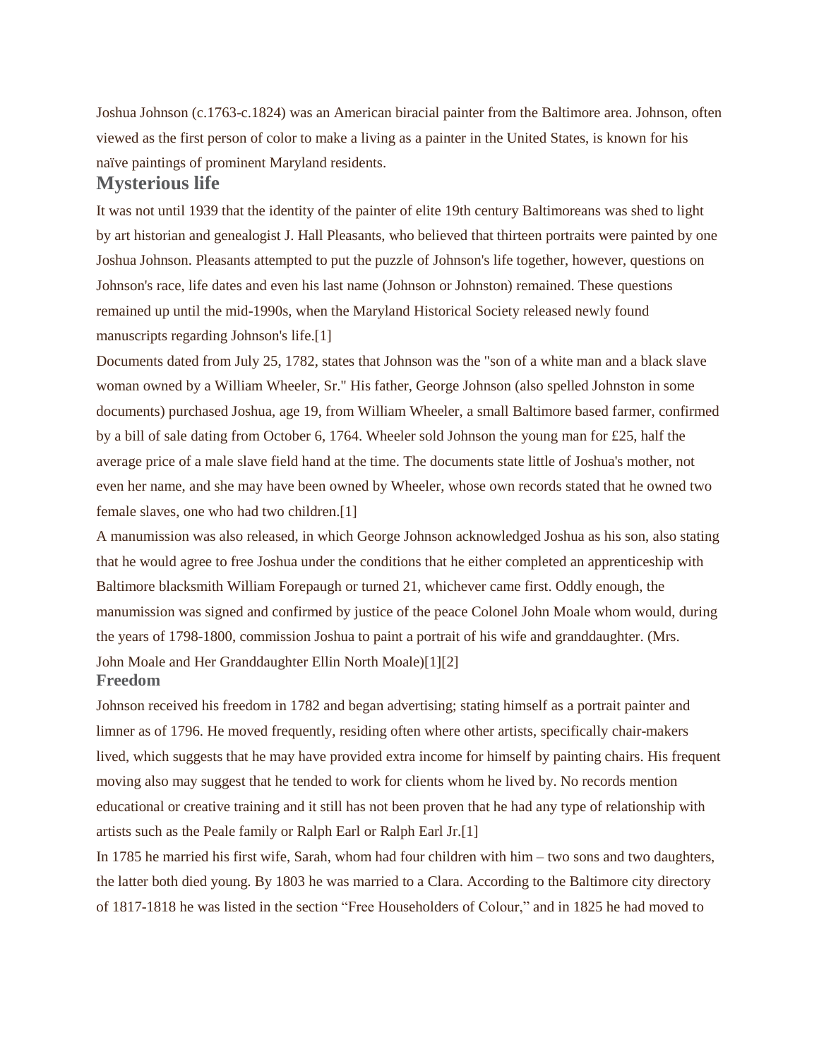Joshua Johnson (c.1763-c.1824) was an American biracial painter from the Baltimore area. Johnson, often viewed as the first person of color to make a living as a painter in the United States, is known for his naïve paintings of prominent Maryland residents.

## Mysterious life

It was not until 1939 that the identity of the painter of elite 19th century Baltimoreans was shed to light by art historian and genealogist J. Hall Pleasants, who believed that thirteen portraits were painted by one Joshua Johnson. Pleasants attempted to put the puzzle of Johnson's life together, however, questions on Johnson's race, life dates and even his last name (Johnson or Johnston) remained. These questions remained up until the mid-1990s, when the Maryland Historical Society released newly found manuscripts regarding Johnson's life.[1]

Documents dated from July 25, 1782, states that Johnson was the "son of a white man and a black slave woman owned by a William Wheeler, Sr." His father, George Johnson (also spelled Johnston in some documents) purchased Joshua, age 19, from William Wheeler, a small Baltimore based farmer, confirmed by a bill of sale dating from October 6, 1764. Wheeler sold Johnson the young man for £25, half the average price of a male slave field hand at the time. The documents state little of Joshua's mother, not even her name, and she may have been owned by Wheeler, whose own records stated that he owned two female slaves, one who had two children.[1]

A manumission was also released, in which George Johnson acknowledged Joshua as his son, also stating that he would agree to free Joshua under the conditions that he either completed an apprenticeship with Baltimore blacksmith William Forepaugh or turned 21, whichever came first. Oddly enough, the manumission was signed and confirmed by justice of the peace Colonel John Moale whom would, during the years of 1798-1800, commission Joshua to paint a portrait of his wife and granddaughter. (Mrs. John Moale and Her Granddaughter Ellin North Moale)[1][2]

### Freedom

Johnson received his freedom in 1782 and began advertising; stating himself as a portrait painter and limner as of 1796. He moved frequently, residing often where other artists, specifically chair-makers lived, which suggests that he may have provided extra income for himself by painting chairs. His frequent moving also may suggest that he tended to work for clients whom he lived by. No records mention educational or creative training and it still has not been proven that he had any type of relationship with artists such as the Peale family or Ralph Earl or Ralph Earl Jr.[1]

In 1785 he married his first wife, Sarah, whom had four children with him – two sons and two daughters, the latter both died young. By 1803 he was married to a Clara. According to the Baltimore city directory of 1817-1818 he was listed in the section "Free Householders of Colour," and in 1825 he had moved to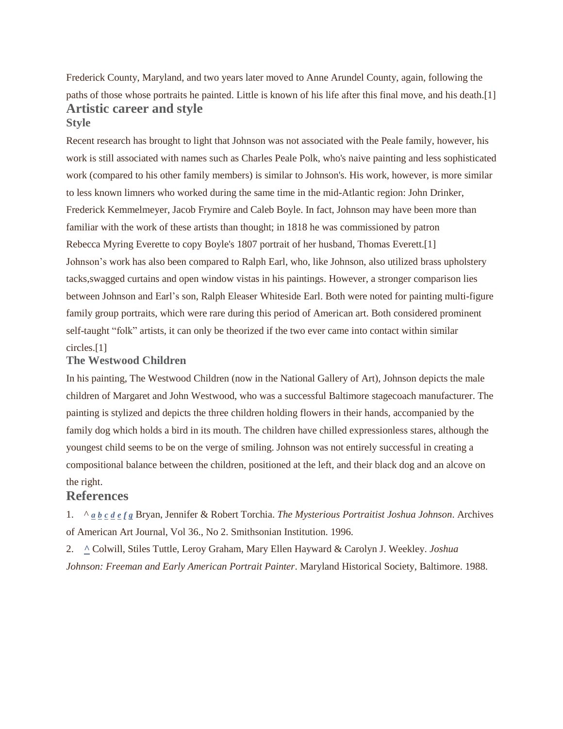Frederick County, Maryland, and two years later moved to Anne Arundel County, again, following the paths of those whose portraits he painted. Little is known of his life after this final move, and his death.[1]

## Artistic career and style

### Style

Recent research has brought to light that Johnson was not associated with the Peale family, however, his work is still associated with names such as Charles Peale Polk, who's naive painting and less sophisticated work (compared to his other family members) is similar to Johnson's. His work, however, is more similar to less known limners who worked during the same time in the mid-Atlantic region: John Drinker, Frederick Kemmelmeyer, Jacob Frymire and Caleb Boyle. In fact, Johnson may have been more than familiar with the work of these artists than thought; in 1818 he was commissioned by patron Rebecca Myring Everette to copy Boyle's 1807 portrait of her husband, Thomas Everett.[1]

Johnson's work has also been compared to Ralph Earl, who, like Johnson, also utilized brass upholstery tacks,swagged curtains and open window vistas in his paintings. However, a stronger comparison lies between Johnson and Earl's son, Ralph Eleaser Whiteside Earl. Both were noted for painting multi-figure family group portraits, which were rare during this period of American art. Both considered prominent self-taught "folk" artists, it can only be theorized if the two ever came into contact within similar circles.[1]

### The Westwood Children

In his painting, The Westwood Children (now in the National Gallery of Art), Johnson depicts the male children of Margaret and John Westwood, who was a successful Baltimore stagecoach manufacturer. The painting is stylized and depicts the three children holding flowers in their hands, accompanied by the family dog which holds a bird in its mouth. The children have chilled expressionless stares, although the youngest child seems to be on the verge of smiling. Johnson was not entirely successful in creating a compositional balance between the children, positioned at the left, and their black dog and an alcove on the right.

## References

1. ^ *a b c d e f g* Bryan, Jennifer & Robert Torchia. *The Mysterious Portraitist Joshua Johnson*. Archives of American Art Journal, Vol 36., No 2. Smithsonian Institution. 1996.
2. ^ Colwill, Stiles Tuttle, Leroy Graham, Mary Ellen Hayward & Carolyn J. Weekley. *Joshua Johnson: Freeman and Early American Portrait Painter*. Maryland Historical Society, Baltimore. 1988.